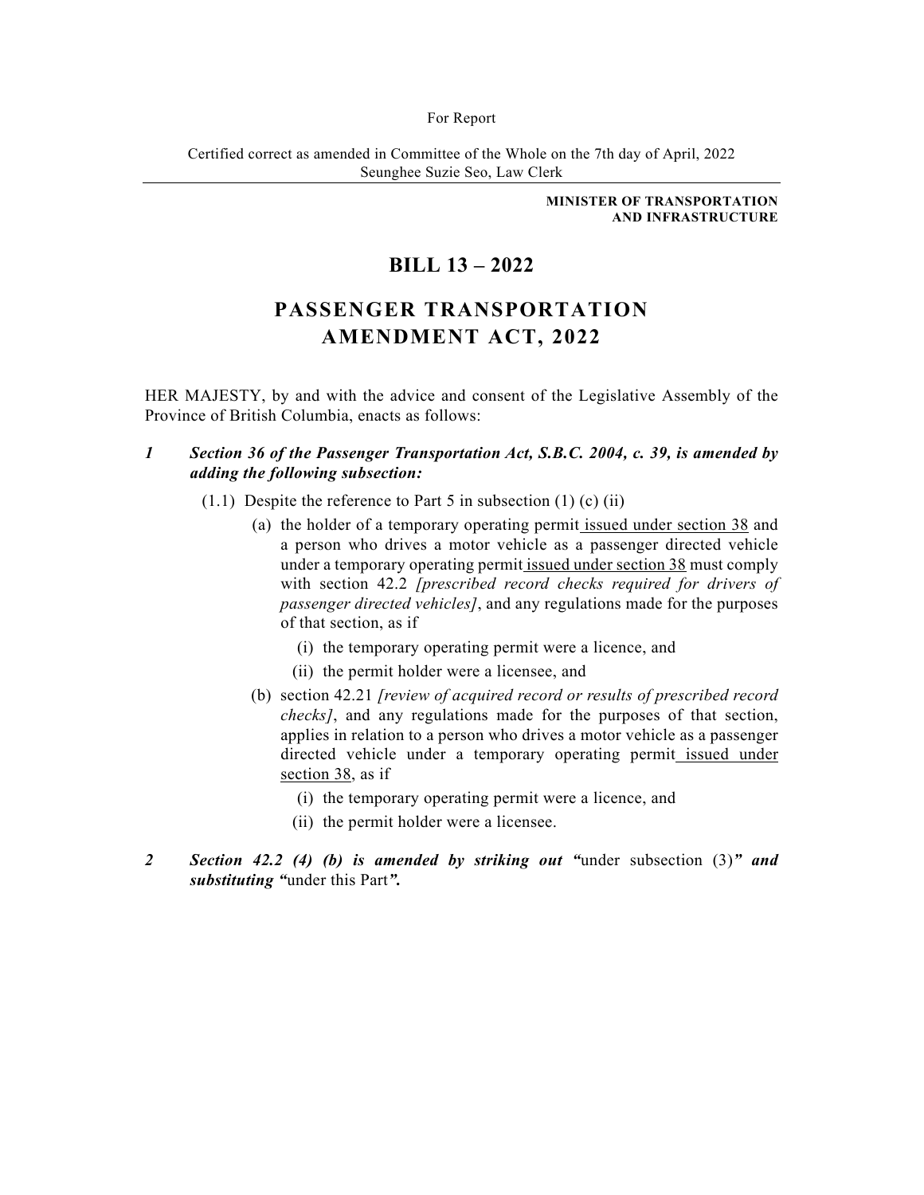For Report

Certified correct as amended in Committee of the Whole on the 7th day of April, 2022
Seunghee Suzie Seo, Law Clerk

**MINISTER OF TRANSPORTATION AND INFRASTRUCTURE**

# BILL 13 – 2022

# PASSENGER TRANSPORTATION AMENDMENT ACT, 2022

HER MAJESTY, by and with the advice and consent of the Legislative Assembly of the Province of British Columbia, enacts as follows:

***1 Section 36 of the Passenger Transportation Act, S.B.C. 2004, c. 39, is amended by adding the following subsection:***

(1.1) Despite the reference to Part 5 in subsection (1) (c) (ii)

(a) the holder of a temporary operating permit issued under section 38 and a person who drives a motor vehicle as a passenger directed vehicle under a temporary operating permit issued under section 38 must comply with section 42.2 *[prescribed record checks required for drivers of passenger directed vehicles]*, and any regulations made for the purposes of that section, as if

(i) the temporary operating permit were a licence, and

(ii) the permit holder were a licensee, and

(b) section 42.21 *[review of acquired record or results of prescribed record checks]*, and any regulations made for the purposes of that section, applies in relation to a person who drives a motor vehicle as a passenger directed vehicle under a temporary operating permit issued under section 38, as if

(i) the temporary operating permit were a licence, and

(ii) the permit holder were a licensee.

***2 Section 42.2 (4) (b) is amended by striking out "***under subsection (3)***" and substituting "***under this Part***".***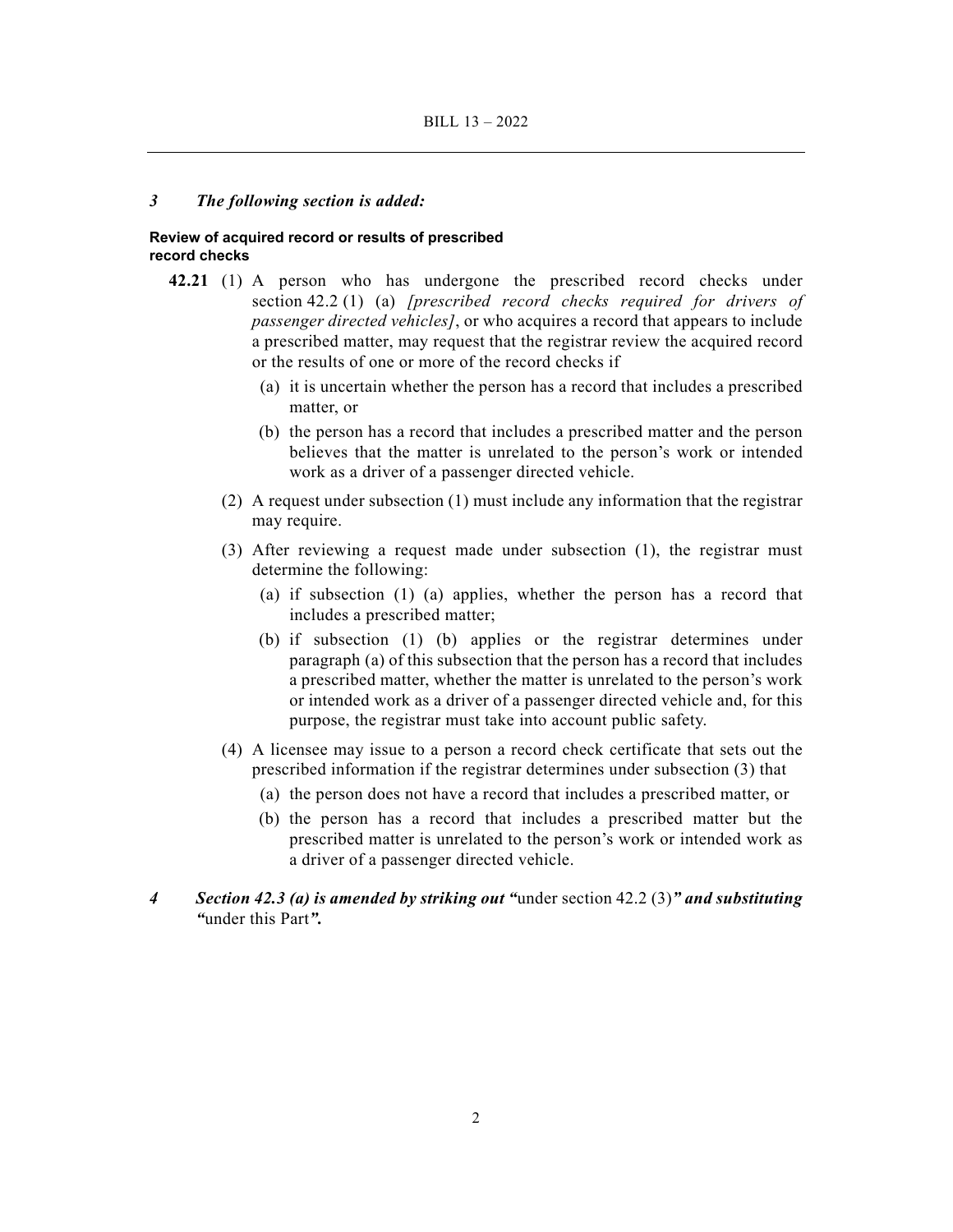*3 The following section is added:*

**Review of acquired record or results of prescribed record checks**

**42.21** (1) A person who has undergone the prescribed record checks under section 42.2 (1) (a) *[prescribed record checks required for drivers of passenger directed vehicles]*, or who acquires a record that appears to include a prescribed matter, may request that the registrar review the acquired record or the results of one or more of the record checks if

(a) it is uncertain whether the person has a record that includes a prescribed matter, or

(b) the person has a record that includes a prescribed matter and the person believes that the matter is unrelated to the person's work or intended work as a driver of a passenger directed vehicle.

(2) A request under subsection (1) must include any information that the registrar may require.

(3) After reviewing a request made under subsection (1), the registrar must determine the following:

(a) if subsection (1) (a) applies, whether the person has a record that includes a prescribed matter;

(b) if subsection (1) (b) applies or the registrar determines under paragraph (a) of this subsection that the person has a record that includes a prescribed matter, whether the matter is unrelated to the person's work or intended work as a driver of a passenger directed vehicle and, for this purpose, the registrar must take into account public safety.

(4) A licensee may issue to a person a record check certificate that sets out the prescribed information if the registrar determines under subsection (3) that

(a) the person does not have a record that includes a prescribed matter, or

(b) the person has a record that includes a prescribed matter but the prescribed matter is unrelated to the person's work or intended work as a driver of a passenger directed vehicle.

*4* ***Section 42.3 (a) is amended by striking out "***under section 42.2 (3)***" and substituting "***under this Part***".***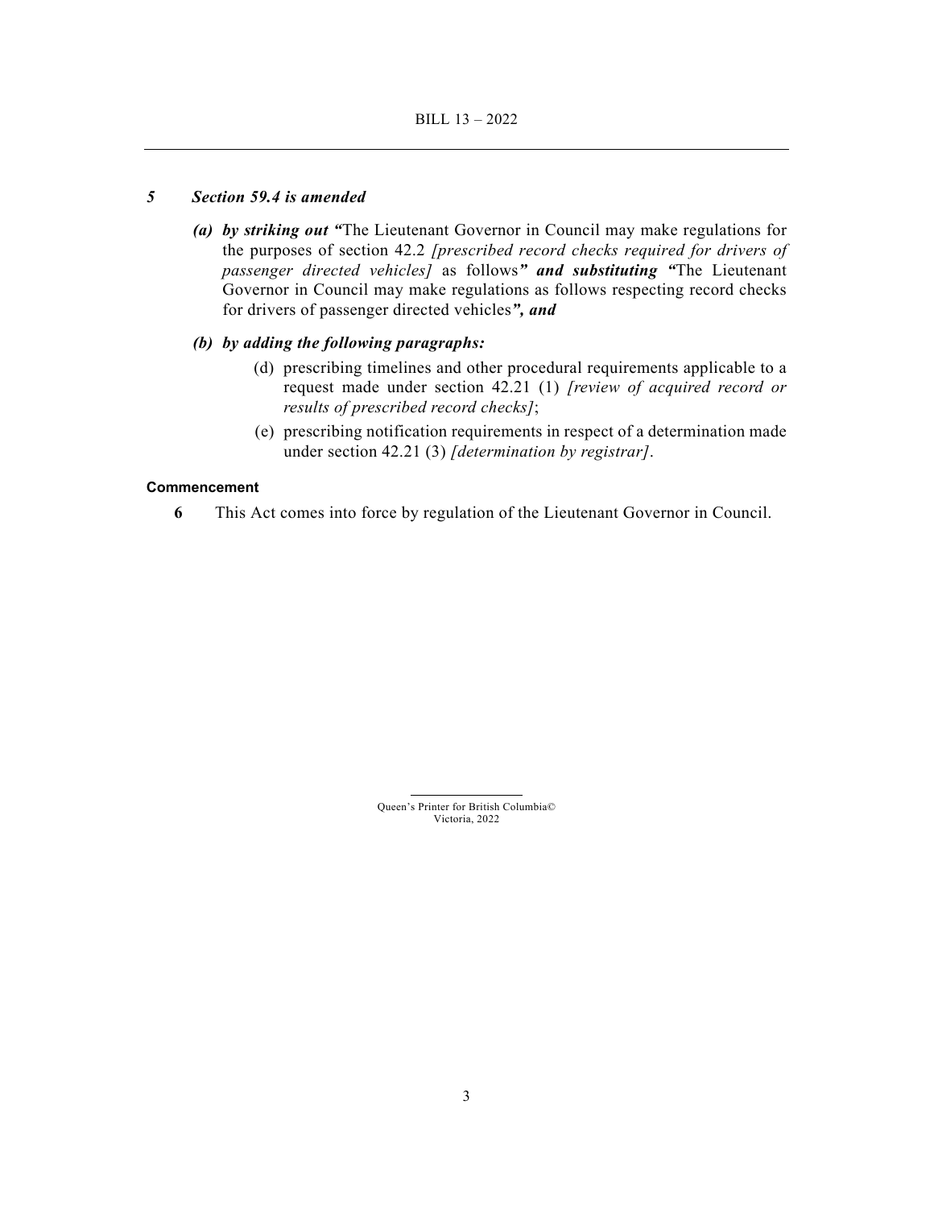***5 Section 59.4 is amended***

***(a) by striking out "***The Lieutenant Governor in Council may make regulations for the purposes of section 42.2 *[prescribed record checks required for drivers of passenger directed vehicles]* as follows***" and substituting "***The Lieutenant Governor in Council may make regulations as follows respecting record checks for drivers of passenger directed vehicles***", and***

***(b) by adding the following paragraphs:***

(d) prescribing timelines and other procedural requirements applicable to a request made under section 42.21 (1) *[review of acquired record or results of prescribed record checks]*;

(e) prescribing notification requirements in respect of a determination made under section 42.21 (3) *[determination by registrar]*.

**Commencement**

**6** This Act comes into force by regulation of the Lieutenant Governor in Council.

Queen's Printer for British Columbia©
Victoria, 2022